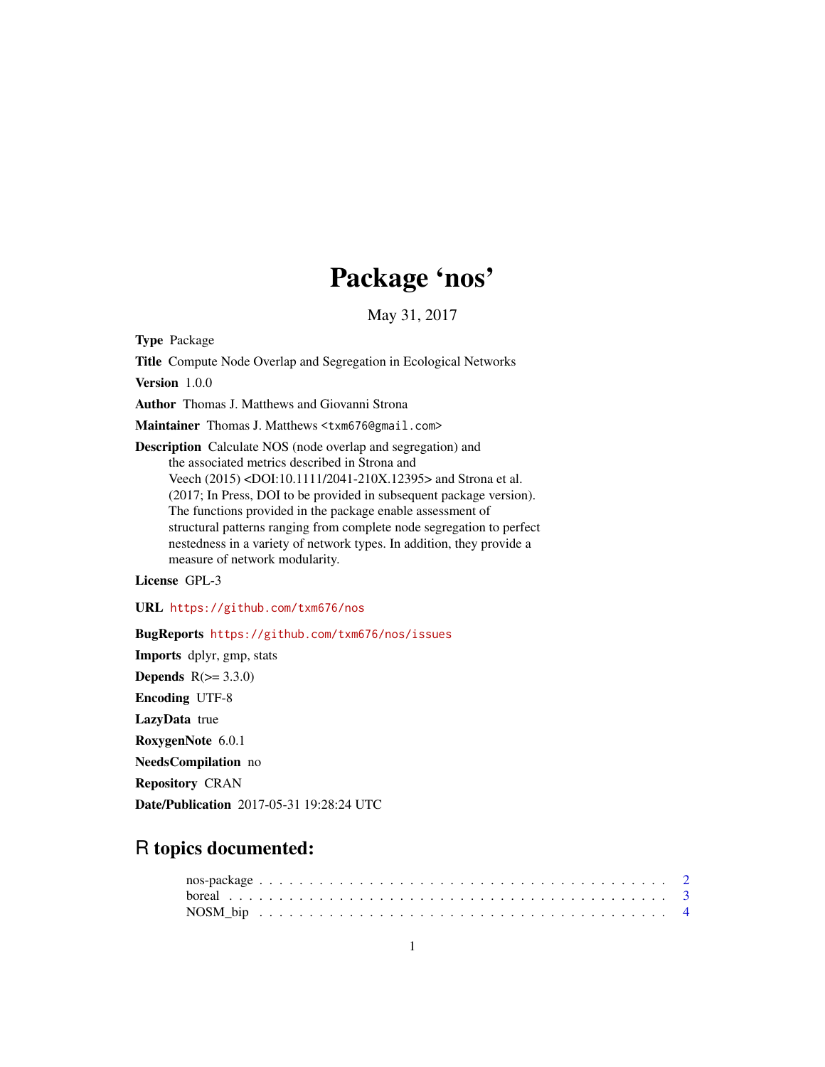# Package 'nos'

May 31, 2017

**Type** Package

**Title** Compute Node Overlap and Segregation in Ecological Networks

**Version** 1.0.0

**Author** Thomas J. Matthews and Giovanni Strona

**Maintainer** Thomas J. Matthews <txm676@gmail.com>

**Description** Calculate NOS (node overlap and segregation) and the associated metrics described in Strona and Veech (2015) <DOI:10.1111/2041-210X.12395> and Strona et al. (2017; In Press, DOI to be provided in subsequent package version). The functions provided in the package enable assessment of structural patterns ranging from complete node segregation to perfect nestedness in a variety of network types. In addition, they provide a measure of network modularity.

**License** GPL-3

**URL** https://github.com/txm676/nos

**BugReports** https://github.com/txm676/nos/issues

**Imports** dplyr, gmp, stats

**Depends** R(>= 3.3.0)

**Encoding** UTF-8

**LazyData** true

**RoxygenNote** 6.0.1

**NeedsCompilation** no

**Repository** CRAN

**Date/Publication** 2017-05-31 19:28:24 UTC

## R topics documented:

nos-package . . . . . . . . . . . . . . . . . . . . . . . . . . . . . . . . . . . . . . 2
boreal . . . . . . . . . . . . . . . . . . . . . . . . . . . . . . . . . . . . . . . . . . 3
NOSM_bip . . . . . . . . . . . . . . . . . . . . . . . . . . . . . . . . . . . . . . . 4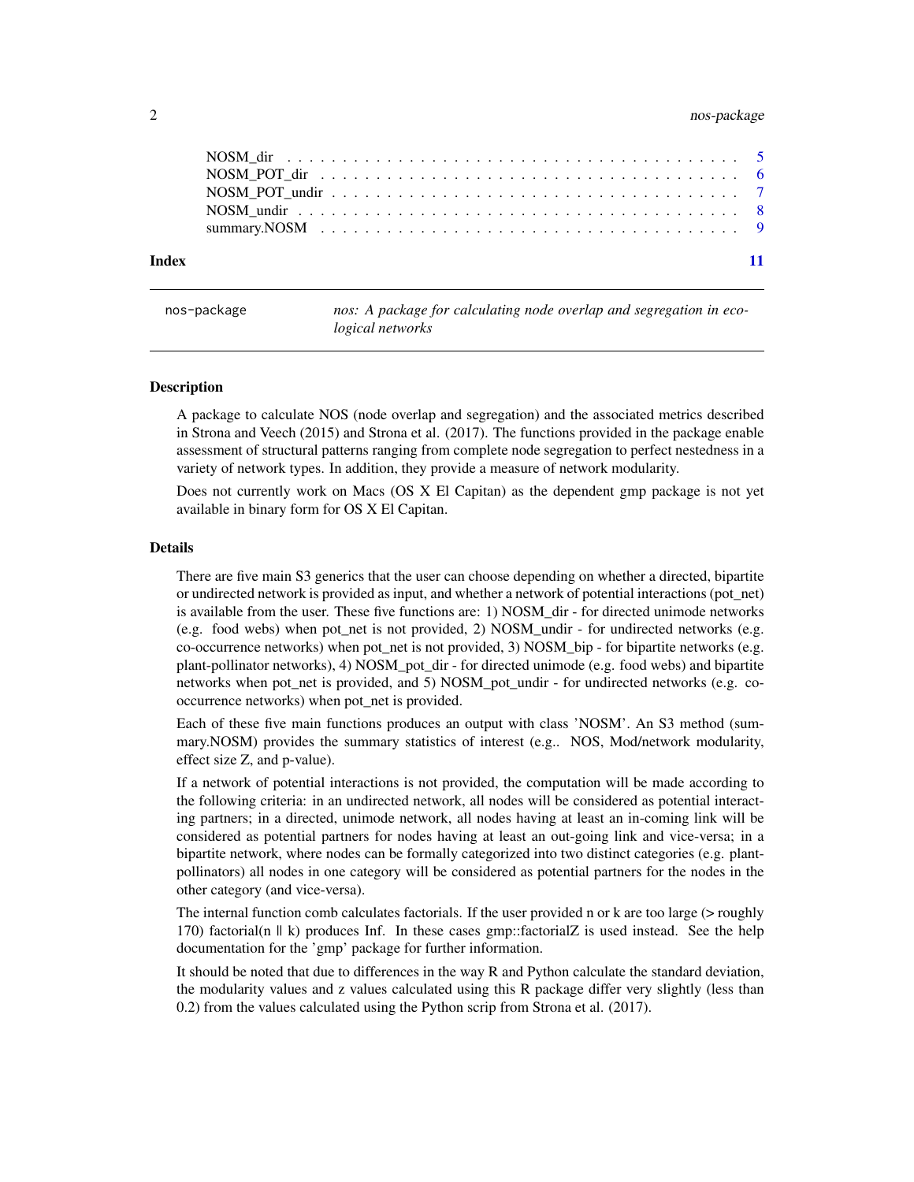| | |
|---|---|
| NOSM_dir | 5 |
| NOSM_POT_dir | 6 |
| NOSM_POT_undir | 7 |
| NOSM_undir | 8 |
| summary.NOSM | 9 |

**Index** 11

---

nos-package — *nos: A package for calculating node overlap and segregation in ecological networks*

---

### Description

A package to calculate NOS (node overlap and segregation) and the associated metrics described in Strona and Veech (2015) and Strona et al. (2017). The functions provided in the package enable assessment of structural patterns ranging from complete node segregation to perfect nestedness in a variety of network types. In addition, they provide a measure of network modularity.

Does not currently work on Macs (OS X El Capitan) as the dependent gmp package is not yet available in binary form for OS X El Capitan.

### Details

There are five main S3 generics that the user can choose depending on whether a directed, bipartite or undirected network is provided as input, and whether a network of potential interactions (pot_net) is available from the user. These five functions are: 1) NOSM_dir - for directed unimode networks (e.g. food webs) when pot_net is not provided, 2) NOSM_undir - for undirected networks (e.g. co-occurrence networks) when pot_net is not provided, 3) NOSM_bip - for bipartite networks (e.g. plant-pollinator networks), 4) NOSM_pot_dir - for directed unimode (e.g. food webs) and bipartite networks when pot_net is provided, and 5) NOSM_pot_undir - for undirected networks (e.g. co-occurrence networks) when pot_net is provided.

Each of these five main functions produces an output with class 'NOSM'. An S3 method (summary.NOSM) provides the summary statistics of interest (e.g.. NOS, Mod/network modularity, effect size Z, and p-value).

If a network of potential interactions is not provided, the computation will be made according to the following criteria: in an undirected network, all nodes will be considered as potential interacting partners; in a directed, unimode network, all nodes having at least an in-coming link will be considered as potential partners for nodes having at least an out-going link and vice-versa; in a bipartite network, where nodes can be formally categorized into two distinct categories (e.g. plant-pollinators) all nodes in one category will be considered as potential partners for the nodes in the other category (and vice-versa).

The internal function comb calculates factorials. If the user provided n or k are too large (> roughly 170) factorial(n || k) produces Inf. In these cases gmp::factorialZ is used instead. See the help documentation for the 'gmp' package for further information.

It should be noted that due to differences in the way R and Python calculate the standard deviation, the modularity values and z values calculated using this R package differ very slightly (less than 0.2) from the values calculated using the Python scrip from Strona et al. (2017).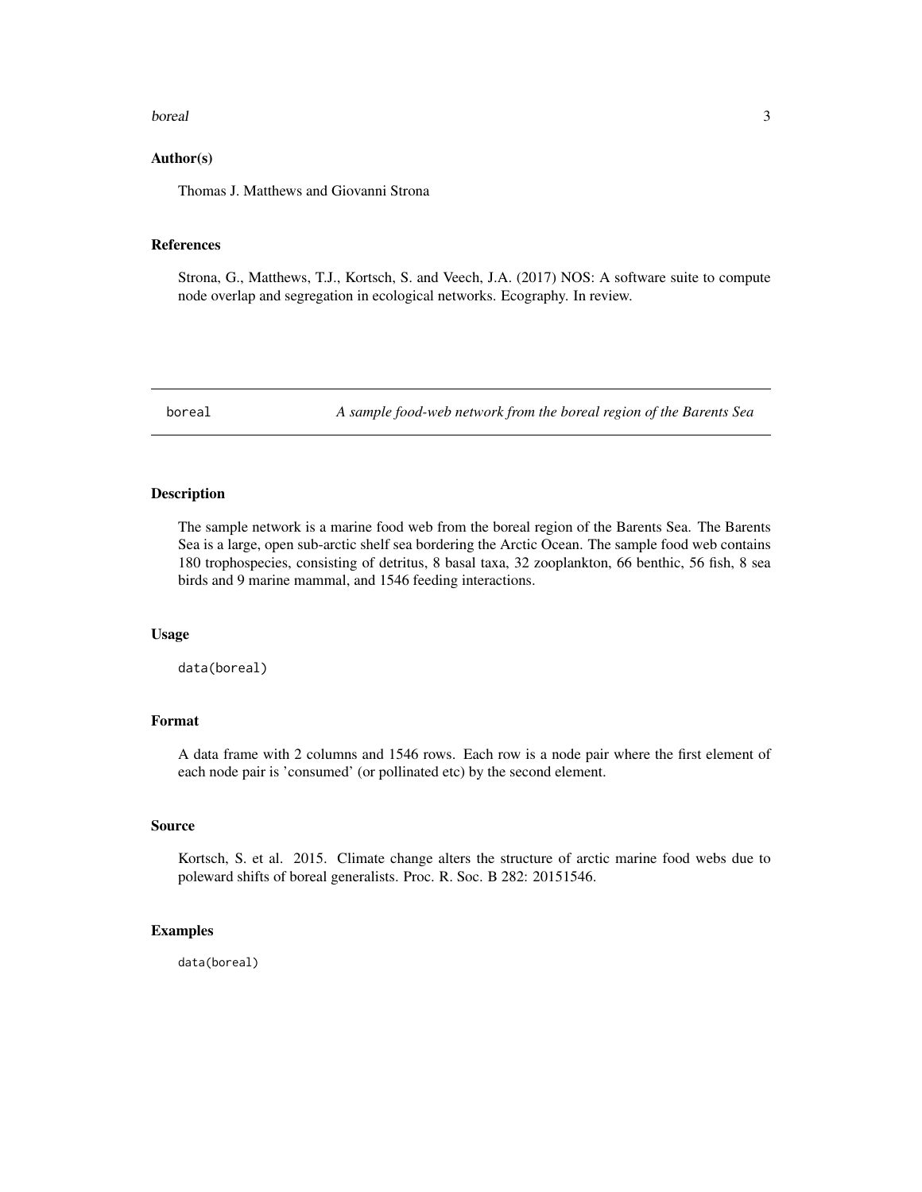### Author(s)

Thomas J. Matthews and Giovanni Strona

### References

Strona, G., Matthews, T.J., Kortsch, S. and Veech, J.A. (2017) NOS: A software suite to compute node overlap and segregation in ecological networks. Ecography. In review.

---

## boreal — *A sample food-web network from the boreal region of the Barents Sea*

---

### Description

The sample network is a marine food web from the boreal region of the Barents Sea. The Barents Sea is a large, open sub-arctic shelf sea bordering the Arctic Ocean. The sample food web contains 180 trophospecies, consisting of detritus, 8 basal taxa, 32 zooplankton, 66 benthic, 56 fish, 8 sea birds and 9 marine mammal, and 1546 feeding interactions.

### Usage

```
data(boreal)
```

### Format

A data frame with 2 columns and 1546 rows. Each row is a node pair where the first element of each node pair is 'consumed' (or pollinated etc) by the second element.

### Source

Kortsch, S. et al. 2015. Climate change alters the structure of arctic marine food webs due to poleward shifts of boreal generalists. Proc. R. Soc. B 282: 20151546.

### Examples

```
data(boreal)
```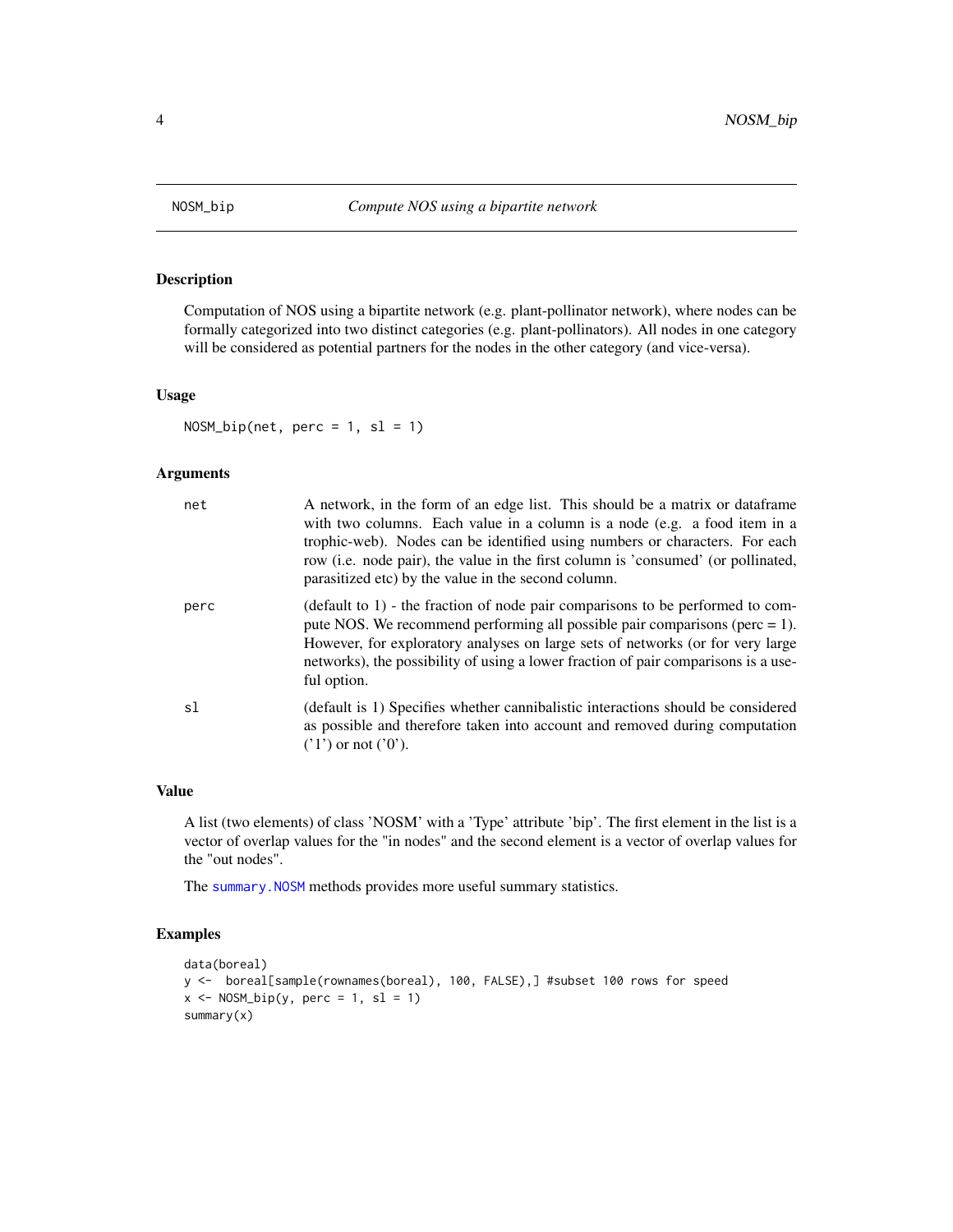## NOSM_bip *Compute NOS using a bipartite network*

### Description

Computation of NOS using a bipartite network (e.g. plant-pollinator network), where nodes can be formally categorized into two distinct categories (e.g. plant-pollinators). All nodes in one category will be considered as potential partners for the nodes in the other category (and vice-versa).

### Usage

```
NOSM_bip(net, perc = 1, sl = 1)
```

### Arguments

| | |
|---|---|
| net | A network, in the form of an edge list. This should be a matrix or dataframe with two columns. Each value in a column is a node (e.g. a food item in a trophic-web). Nodes can be identified using numbers or characters. For each row (i.e. node pair), the value in the first column is 'consumed' (or pollinated, parasitized etc) by the value in the second column. |
| perc | (default to 1) - the fraction of node pair comparisons to be performed to compute NOS. We recommend performing all possible pair comparisons (perc = 1). However, for exploratory analyses on large sets of networks (or for very large networks), the possibility of using a lower fraction of pair comparisons is a useful option. |
| sl | (default is 1) Specifies whether cannibalistic interactions should be considered as possible and therefore taken into account and removed during computation ('1') or not ('0'). |

### Value

A list (two elements) of class 'NOSM' with a 'Type' attribute 'bip'. The first element in the list is a vector of overlap values for the "in nodes" and the second element is a vector of overlap values for the "out nodes".

The summary.NOSM methods provides more useful summary statistics.

### Examples

```
data(boreal)
y <-  boreal[sample(rownames(boreal), 100, FALSE),] #subset 100 rows for speed
x <- NOSM_bip(y, perc = 1, sl = 1)
summary(x)
```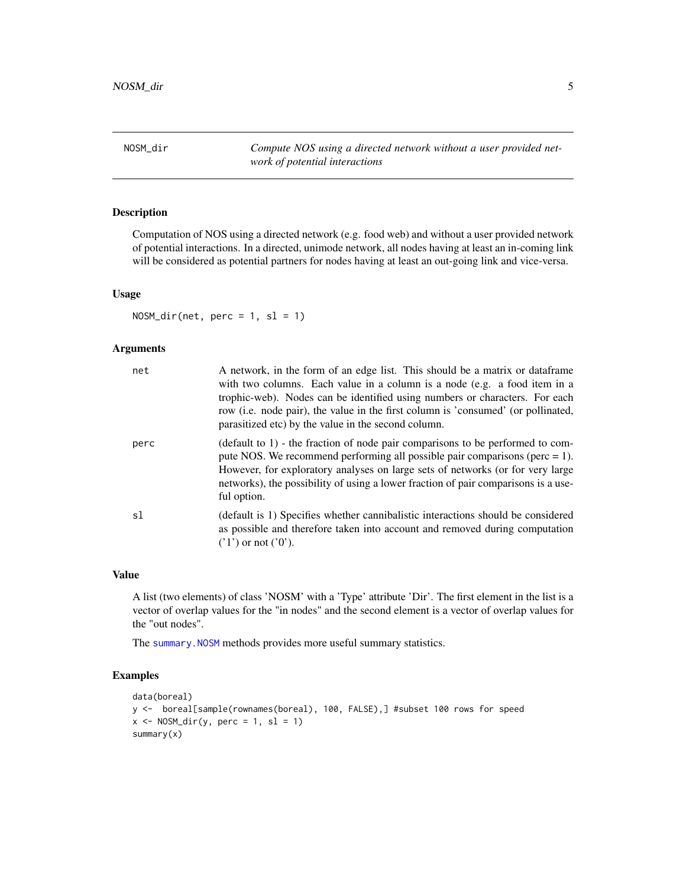# NOSM_dir

*Compute NOS using a directed network without a user provided network of potential interactions*

## Description

Computation of NOS using a directed network (e.g. food web) and without a user provided network of potential interactions. In a directed, unimode network, all nodes having at least an in-coming link will be considered as potential partners for nodes having at least an out-going link and vice-versa.

## Usage

```
NOSM_dir(net, perc = 1, sl = 1)
```

## Arguments

| | |
|---|---|
| net | A network, in the form of an edge list. This should be a matrix or dataframe with two columns. Each value in a column is a node (e.g. a food item in a trophic-web). Nodes can be identified using numbers or characters. For each row (i.e. node pair), the value in the first column is 'consumed' (or pollinated, parasitized etc) by the value in the second column. |
| perc | (default to 1) - the fraction of node pair comparisons to be performed to compute NOS. We recommend performing all possible pair comparisons (perc = 1). However, for exploratory analyses on large sets of networks (or for very large networks), the possibility of using a lower fraction of pair comparisons is a useful option. |
| sl | (default is 1) Specifies whether cannibalistic interactions should be considered as possible and therefore taken into account and removed during computation ('1') or not ('0'). |

## Value

A list (two elements) of class 'NOSM' with a 'Type' attribute 'Dir'. The first element in the list is a vector of overlap values for the "in nodes" and the second element is a vector of overlap values for the "out nodes".

The summary.NOSM methods provides more useful summary statistics.

## Examples

```
data(boreal)
y <-  boreal[sample(rownames(boreal), 100, FALSE),] #subset 100 rows for speed
x <- NOSM_dir(y, perc = 1, sl = 1)
summary(x)
```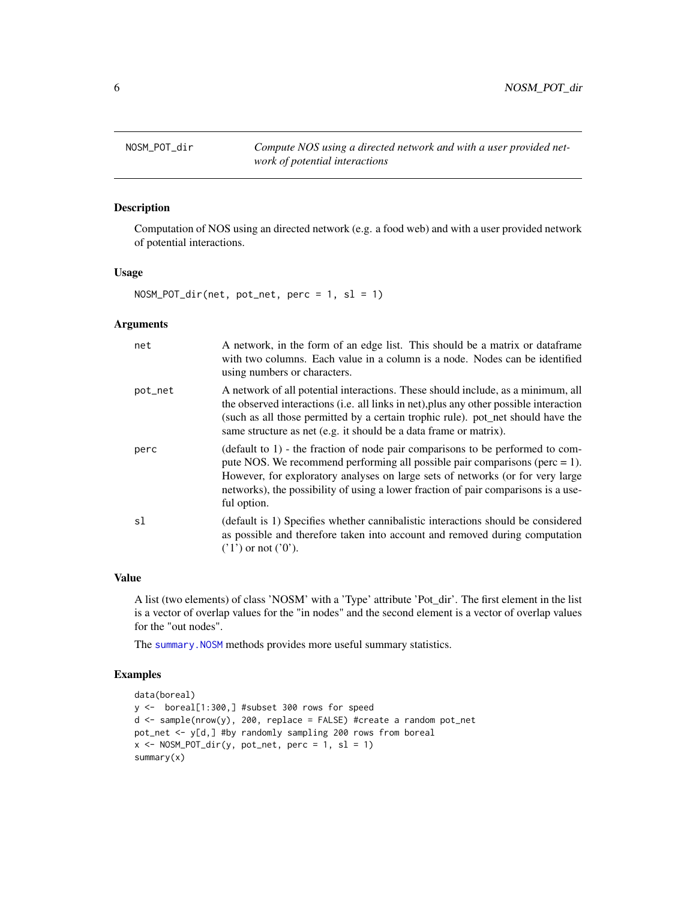## NOSM_POT_dir — *Compute NOS using a directed network and with a user provided network of potential interactions*

### Description

Computation of NOS using an directed network (e.g. a food web) and with a user provided network of potential interactions.

### Usage

```
NOSM_POT_dir(net, pot_net, perc = 1, sl = 1)
```

### Arguments

| | |
|---|---|
| `net` | A network, in the form of an edge list. This should be a matrix or dataframe with two columns. Each value in a column is a node. Nodes can be identified using numbers or characters. |
| `pot_net` | A network of all potential interactions. These should include, as a minimum, all the observed interactions (i.e. all links in net),plus any other possible interaction (such as all those permitted by a certain trophic rule). pot_net should have the same structure as net (e.g. it should be a data frame or matrix). |
| `perc` | (default to 1) - the fraction of node pair comparisons to be performed to compute NOS. We recommend performing all possible pair comparisons (perc = 1). However, for exploratory analyses on large sets of networks (or for very large networks), the possibility of using a lower fraction of pair comparisons is a useful option. |
| `sl` | (default is 1) Specifies whether cannibalistic interactions should be considered as possible and therefore taken into account and removed during computation ('1') or not ('0'). |

### Value

A list (two elements) of class 'NOSM' with a 'Type' attribute 'Pot_dir'. The first element in the list is a vector of overlap values for the "in nodes" and the second element is a vector of overlap values for the "out nodes".

The `summary.NOSM` methods provides more useful summary statistics.

### Examples

```
data(boreal)
y <-  boreal[1:300,] #subset 300 rows for speed
d <- sample(nrow(y), 200, replace = FALSE) #create a random pot_net
pot_net <- y[d,] #by randomly sampling 200 rows from boreal
x <- NOSM_POT_dir(y, pot_net, perc = 1, sl = 1)
summary(x)
```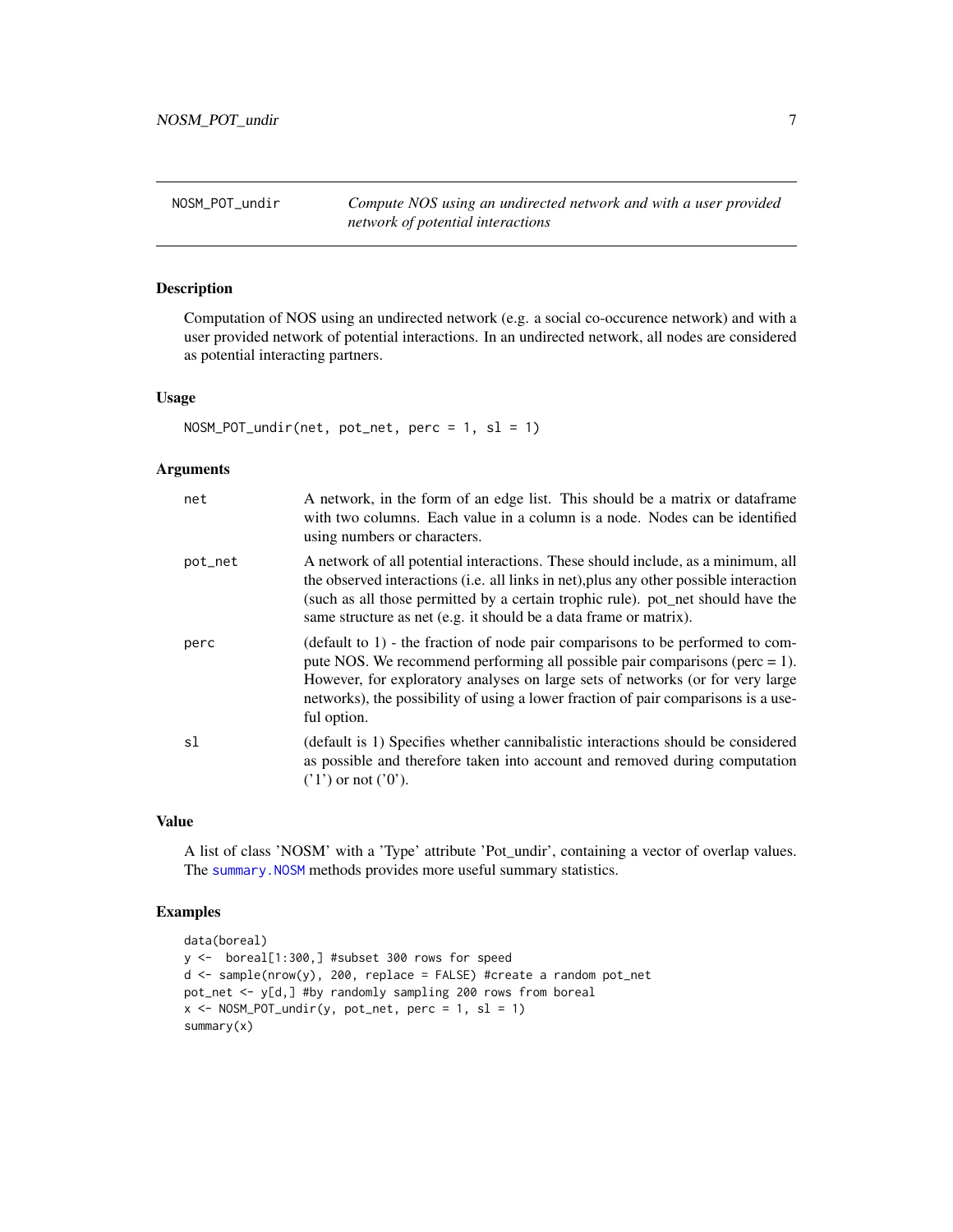## NOSM_POT_undir — *Compute NOS using an undirected network and with a user provided network of potential interactions*

### Description

Computation of NOS using an undirected network (e.g. a social co-occurence network) and with a user provided network of potential interactions. In an undirected network, all nodes are considered as potential interacting partners.

### Usage

```
NOSM_POT_undir(net, pot_net, perc = 1, sl = 1)
```

### Arguments

| | |
|---|---|
| `net` | A network, in the form of an edge list. This should be a matrix or dataframe with two columns. Each value in a column is a node. Nodes can be identified using numbers or characters. |
| `pot_net` | A network of all potential interactions. These should include, as a minimum, all the observed interactions (i.e. all links in net),plus any other possible interaction (such as all those permitted by a certain trophic rule). pot_net should have the same structure as net (e.g. it should be a data frame or matrix). |
| `perc` | (default to 1) - the fraction of node pair comparisons to be performed to compute NOS. We recommend performing all possible pair comparisons (perc = 1). However, for exploratory analyses on large sets of networks (or for very large networks), the possibility of using a lower fraction of pair comparisons is a useful option. |
| `sl` | (default is 1) Specifies whether cannibalistic interactions should be considered as possible and therefore taken into account and removed during computation ('1') or not ('0'). |

### Value

A list of class 'NOSM' with a 'Type' attribute 'Pot_undir', containing a vector of overlap values. The `summary.NOSM` methods provides more useful summary statistics.

### Examples

```
data(boreal)
y <-  boreal[1:300,] #subset 300 rows for speed
d <- sample(nrow(y), 200, replace = FALSE) #create a random pot_net
pot_net <- y[d,] #by randomly sampling 200 rows from boreal
x <- NOSM_POT_undir(y, pot_net, perc = 1, sl = 1)
summary(x)
```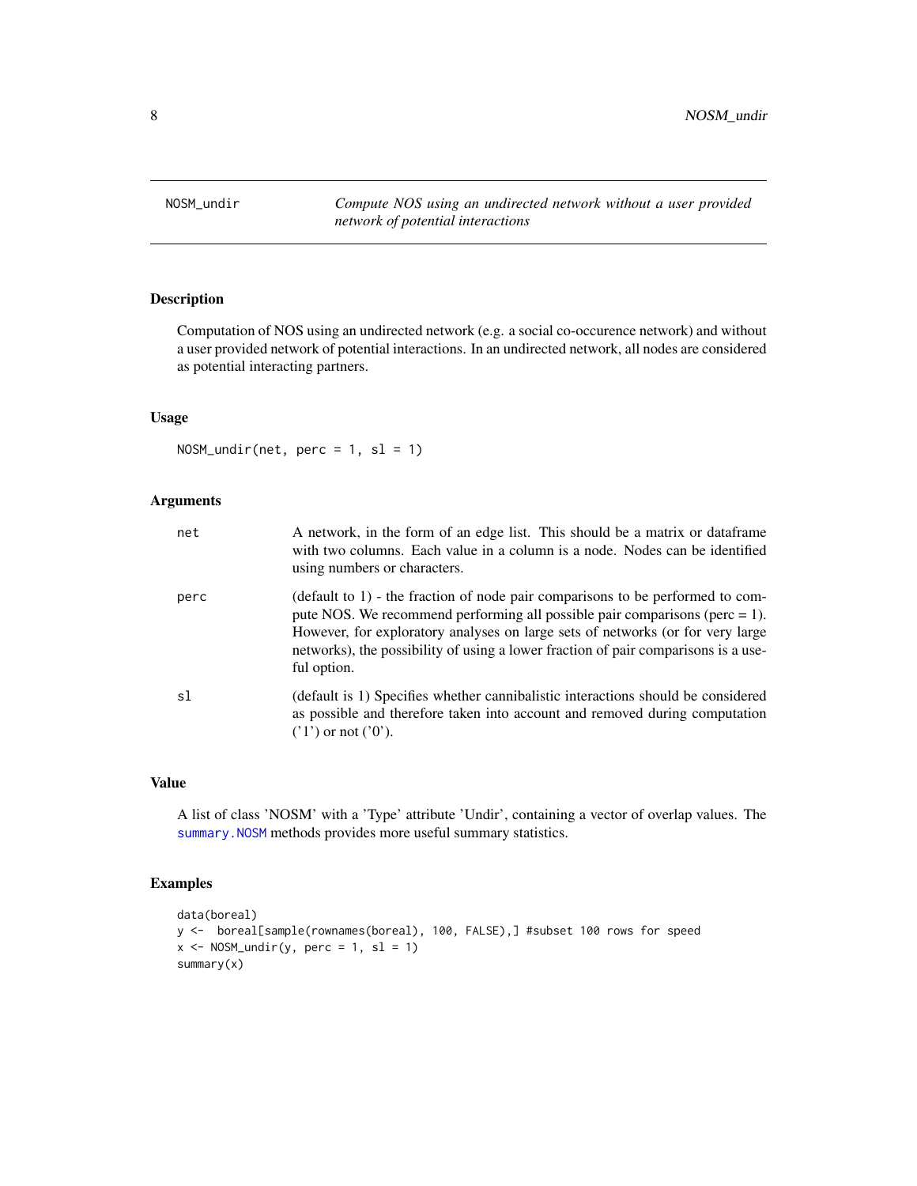# NOSM_undir

*Compute NOS using an undirected network without a user provided network of potential interactions*

## Description

Computation of NOS using an undirected network (e.g. a social co-occurence network) and without a user provided network of potential interactions. In an undirected network, all nodes are considered as potential interacting partners.

## Usage

```
NOSM_undir(net, perc = 1, sl = 1)
```

## Arguments

| | |
|---|---|
| net | A network, in the form of an edge list. This should be a matrix or dataframe with two columns. Each value in a column is a node. Nodes can be identified using numbers or characters. |
| perc | (default to 1) - the fraction of node pair comparisons to be performed to compute NOS. We recommend performing all possible pair comparisons (perc = 1). However, for exploratory analyses on large sets of networks (or for very large networks), the possibility of using a lower fraction of pair comparisons is a useful option. |
| sl | (default is 1) Specifies whether cannibalistic interactions should be considered as possible and therefore taken into account and removed during computation ('1') or not ('0'). |

## Value

A list of class 'NOSM' with a 'Type' attribute 'Undir', containing a vector of overlap values. The summary.NOSM methods provides more useful summary statistics.

## Examples

```
data(boreal)
y <-  boreal[sample(rownames(boreal), 100, FALSE),] #subset 100 rows for speed
x <- NOSM_undir(y, perc = 1, sl = 1)
summary(x)
```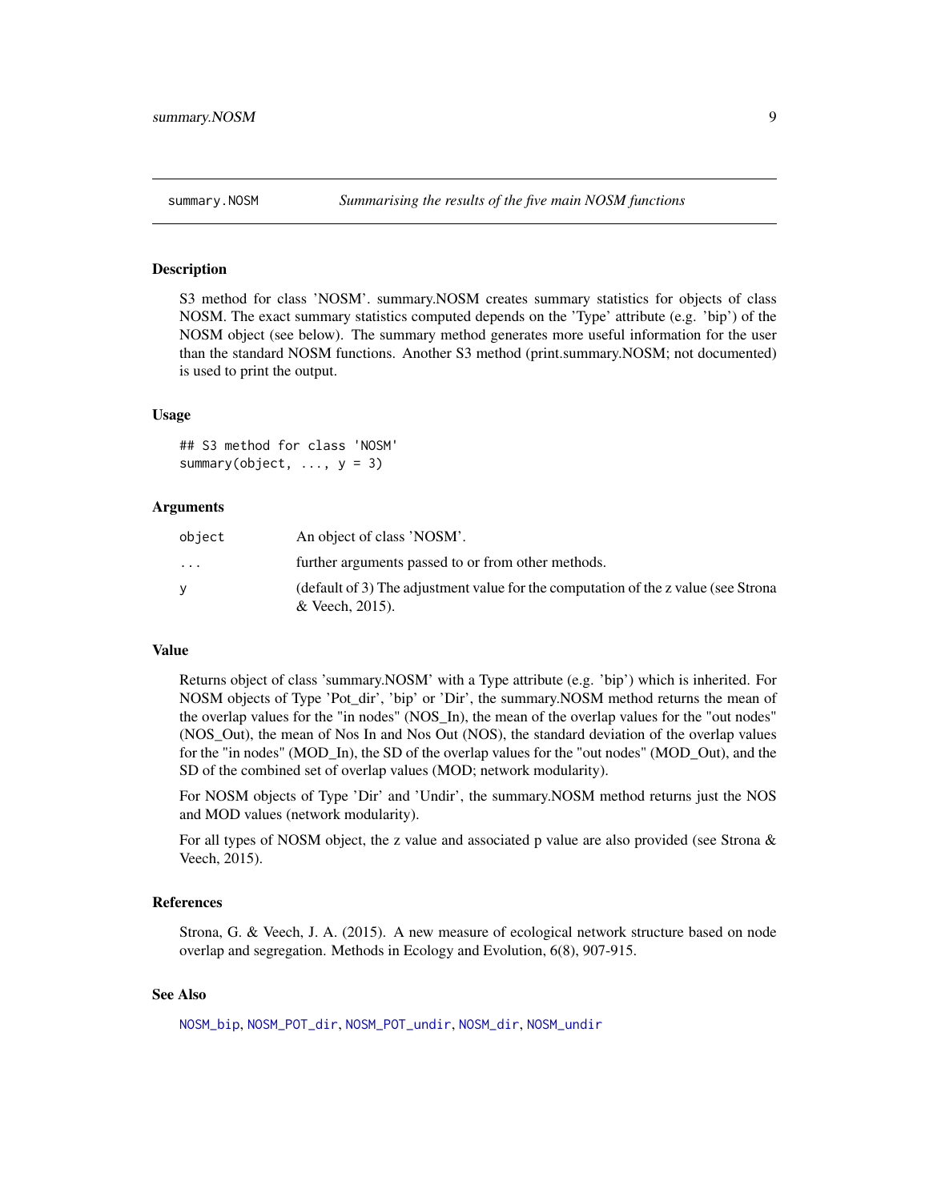summary.NOSM — *Summarising the results of the five main NOSM functions*

## Description

S3 method for class 'NOSM'. summary.NOSM creates summary statistics for objects of class NOSM. The exact summary statistics computed depends on the 'Type' attribute (e.g. 'bip') of the NOSM object (see below). The summary method generates more useful information for the user than the standard NOSM functions. Another S3 method (print.summary.NOSM; not documented) is used to print the output.

## Usage

```
## S3 method for class 'NOSM'
summary(object, ..., y = 3)
```

## Arguments

| | |
|---|---|
| object | An object of class 'NOSM'. |
| ... | further arguments passed to or from other methods. |
| y | (default of 3) The adjustment value for the computation of the z value (see Strona & Veech, 2015). |

## Value

Returns object of class 'summary.NOSM' with a Type attribute (e.g. 'bip') which is inherited. For NOSM objects of Type 'Pot_dir', 'bip' or 'Dir', the summary.NOSM method returns the mean of the overlap values for the "in nodes" (NOS_In), the mean of the overlap values for the "out nodes" (NOS_Out), the mean of Nos In and Nos Out (NOS), the standard deviation of the overlap values for the "in nodes" (MOD_In), the SD of the overlap values for the "out nodes" (MOD_Out), and the SD of the combined set of overlap values (MOD; network modularity).

For NOSM objects of Type 'Dir' and 'Undir', the summary.NOSM method returns just the NOS and MOD values (network modularity).

For all types of NOSM object, the z value and associated p value are also provided (see Strona & Veech, 2015).

## References

Strona, G. & Veech, J. A. (2015). A new measure of ecological network structure based on node overlap and segregation. Methods in Ecology and Evolution, 6(8), 907-915.

## See Also

NOSM_bip, NOSM_POT_dir, NOSM_POT_undir, NOSM_dir, NOSM_undir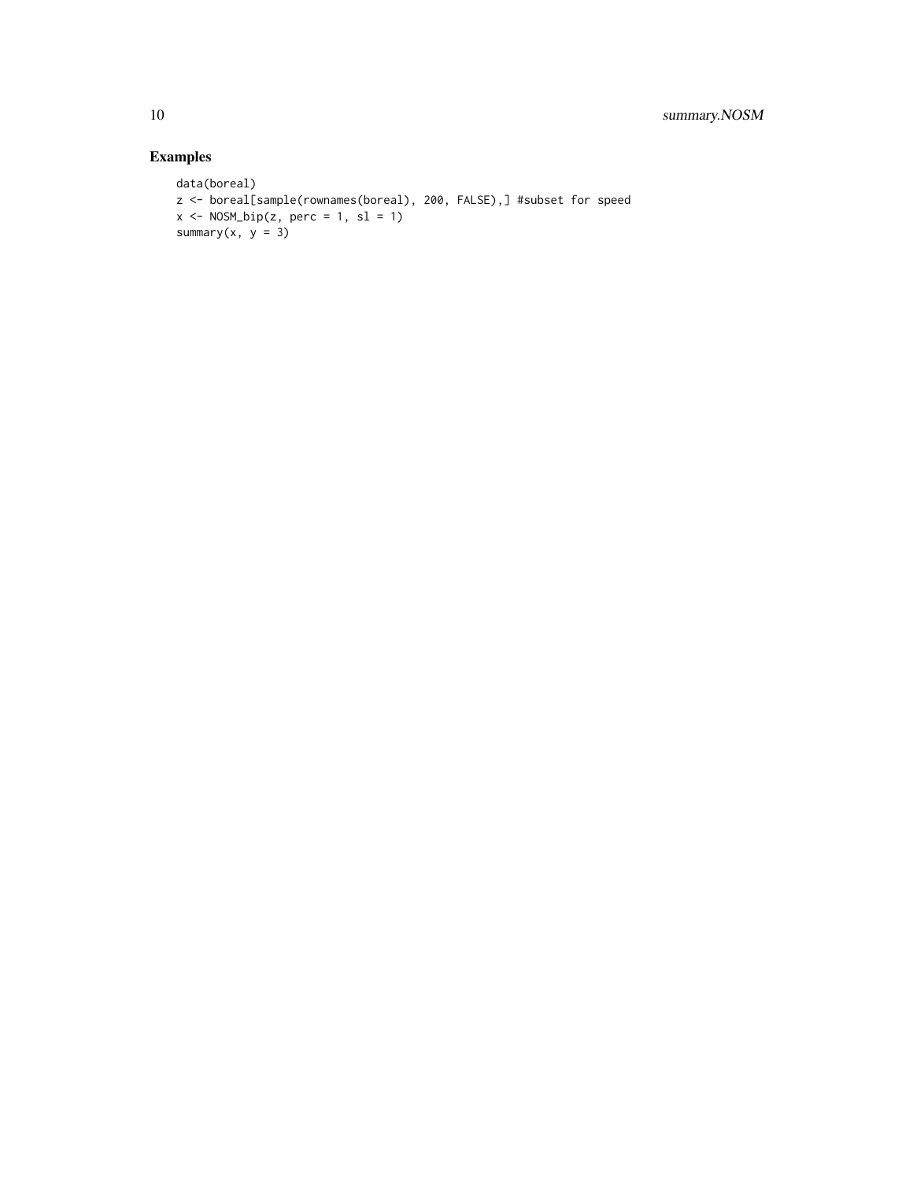## Examples

```
data(boreal)
z <- boreal[sample(rownames(boreal), 200, FALSE),] #subset for speed
x <- NOSM_bip(z, perc = 1, sl = 1)
summary(x, y = 3)
```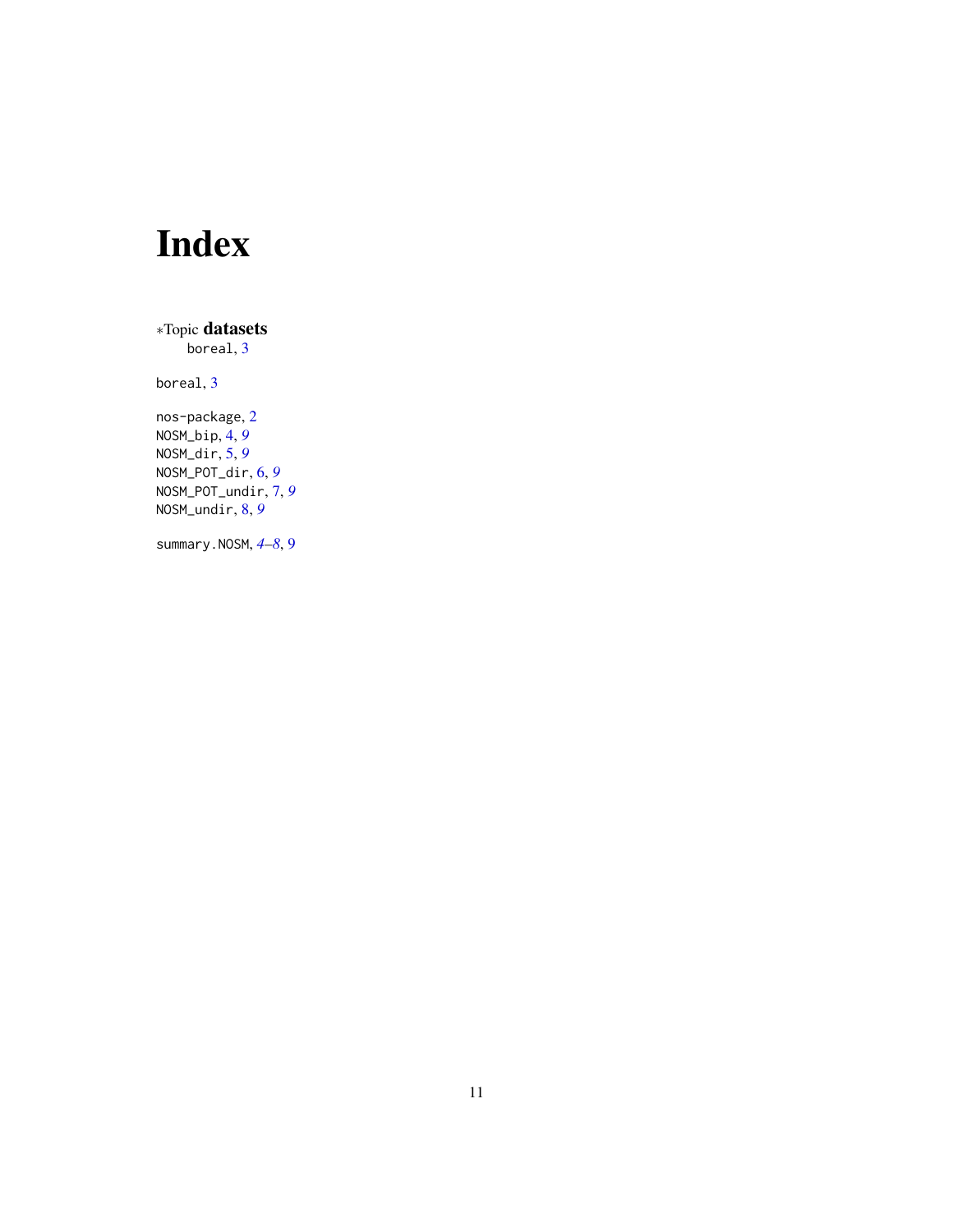# Index

∗Topic **datasets**
    boreal, 3

boreal, 3

nos-package, 2
NOSM_bip, 4, *9*
NOSM_dir, 5, *9*
NOSM_POT_dir, 6, *9*
NOSM_POT_undir, 7, *9*
NOSM_undir, 8, *9*

summary.NOSM, *4–8*, 9